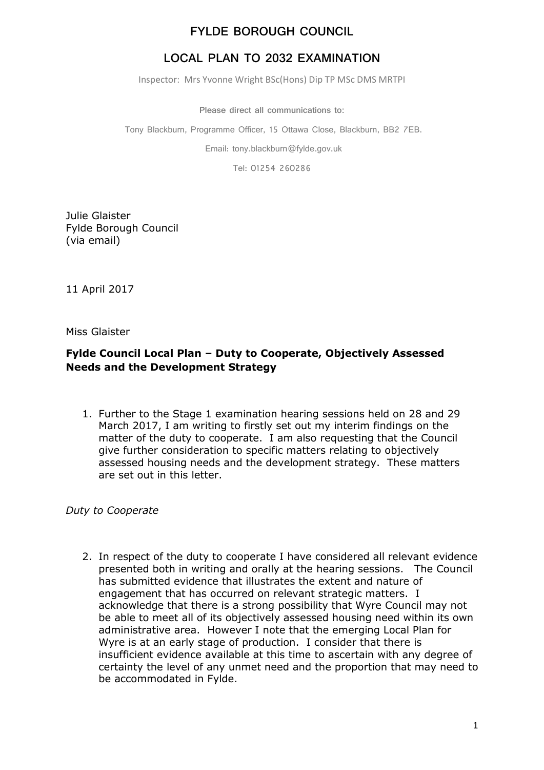# FYLDE BOROUGH COUNCIL

## LOCAL PLAN TO 2032 EXAMINATION

Inspector: Mrs Yvonne Wright BSc(Hons) Dip TP MSc DMS MRTPI

Please direct all communications to:

Tony Blackburn, Programme Officer, 15 Ottawa Close, Blackburn, BB2 7EB.

Email: tony.blackburn@fylde.gov.uk

Tel: 01254 260286

Julie Glaister
Fylde Borough Council
(via email)

11 April 2017

Miss Glaister

**Fylde Council Local Plan – Duty to Cooperate, Objectively Assessed Needs and the Development Strategy**

1. Further to the Stage 1 examination hearing sessions held on 28 and 29 March 2017, I am writing to firstly set out my interim findings on the matter of the duty to cooperate. I am also requesting that the Council give further consideration to specific matters relating to objectively assessed housing needs and the development strategy. These matters are set out in this letter.

*Duty to Cooperate*

2. In respect of the duty to cooperate I have considered all relevant evidence presented both in writing and orally at the hearing sessions. The Council has submitted evidence that illustrates the extent and nature of engagement that has occurred on relevant strategic matters. I acknowledge that there is a strong possibility that Wyre Council may not be able to meet all of its objectively assessed housing need within its own administrative area. However I note that the emerging Local Plan for Wyre is at an early stage of production. I consider that there is insufficient evidence available at this time to ascertain with any degree of certainty the level of any unmet need and the proportion that may need to be accommodated in Fylde.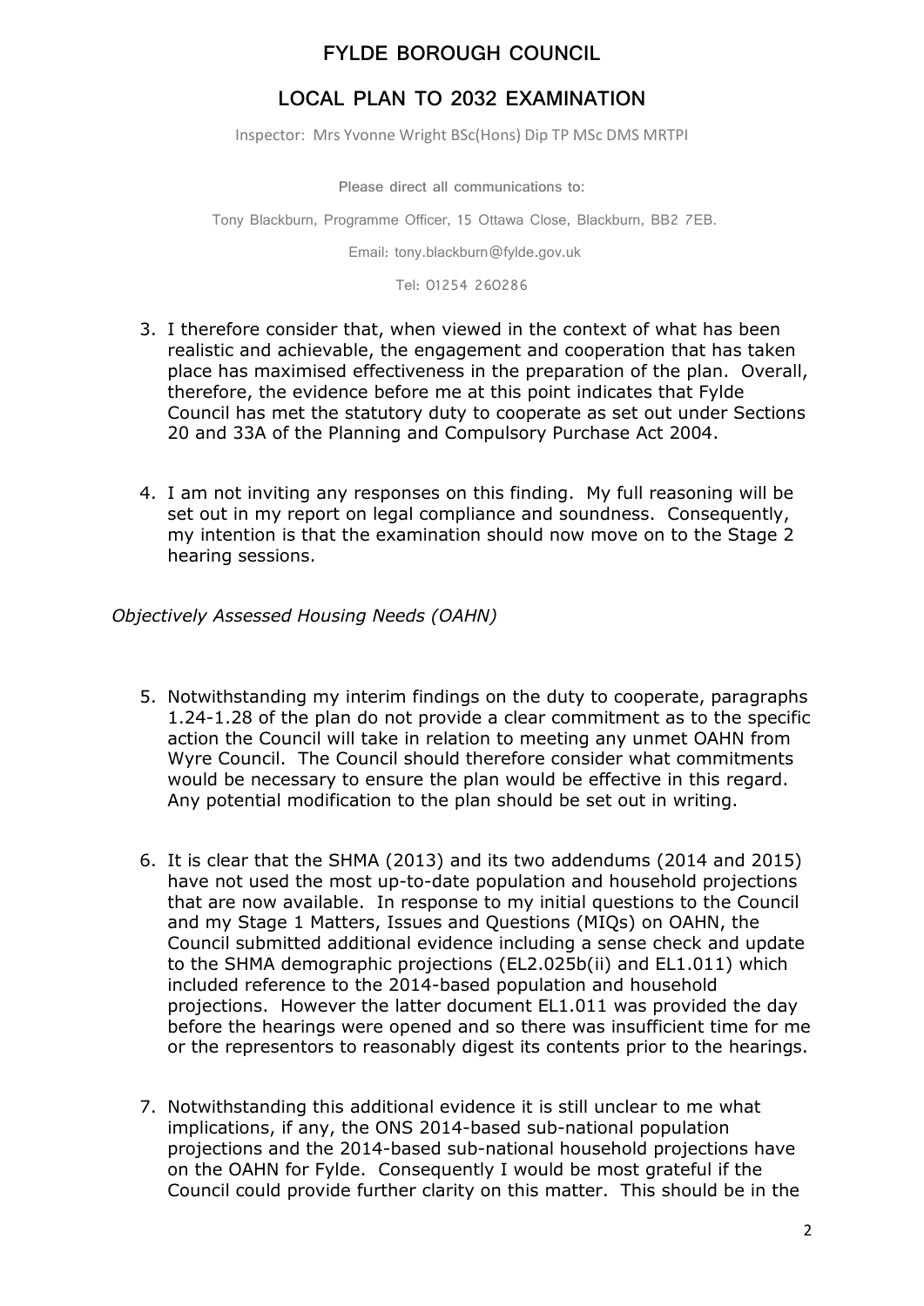# FYLDE BOROUGH COUNCIL

## LOCAL PLAN TO 2032 EXAMINATION

Inspector: Mrs Yvonne Wright BSc(Hons) Dip TP MSc DMS MRTPI

Please direct all communications to:

Tony Blackburn, Programme Officer, 15 Ottawa Close, Blackburn, BB2 7EB.

Email: tony.blackburn@fylde.gov.uk

Tel: 01254 260286

3. I therefore consider that, when viewed in the context of what has been realistic and achievable, the engagement and cooperation that has taken place has maximised effectiveness in the preparation of the plan. Overall, therefore, the evidence before me at this point indicates that Fylde Council has met the statutory duty to cooperate as set out under Sections 20 and 33A of the Planning and Compulsory Purchase Act 2004.

4. I am not inviting any responses on this finding. My full reasoning will be set out in my report on legal compliance and soundness. Consequently, my intention is that the examination should now move on to the Stage 2 hearing sessions.

*Objectively Assessed Housing Needs (OAHN)*

5. Notwithstanding my interim findings on the duty to cooperate, paragraphs 1.24-1.28 of the plan do not provide a clear commitment as to the specific action the Council will take in relation to meeting any unmet OAHN from Wyre Council. The Council should therefore consider what commitments would be necessary to ensure the plan would be effective in this regard. Any potential modification to the plan should be set out in writing.

6. It is clear that the SHMA (2013) and its two addendums (2014 and 2015) have not used the most up-to-date population and household projections that are now available. In response to my initial questions to the Council and my Stage 1 Matters, Issues and Questions (MIQs) on OAHN, the Council submitted additional evidence including a sense check and update to the SHMA demographic projections (EL2.025b(ii) and EL1.011) which included reference to the 2014-based population and household projections. However the latter document EL1.011 was provided the day before the hearings were opened and so there was insufficient time for me or the representors to reasonably digest its contents prior to the hearings.

7. Notwithstanding this additional evidence it is still unclear to me what implications, if any, the ONS 2014-based sub-national population projections and the 2014-based sub-national household projections have on the OAHN for Fylde. Consequently I would be most grateful if the Council could provide further clarity on this matter. This should be in the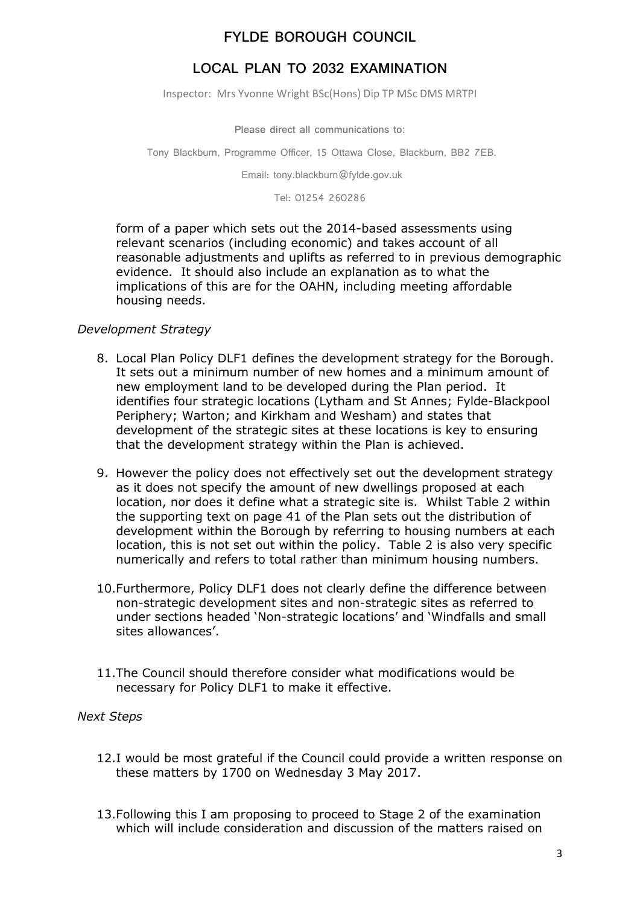form of a paper which sets out the 2014-based assessments using relevant scenarios (including economic) and takes account of all reasonable adjustments and uplifts as referred to in previous demographic evidence. It should also include an explanation as to what the implications of this are for the OAHN, including meeting affordable housing needs.

*Development Strategy*

8. Local Plan Policy DLF1 defines the development strategy for the Borough. It sets out a minimum number of new homes and a minimum amount of new employment land to be developed during the Plan period. It identifies four strategic locations (Lytham and St Annes; Fylde-Blackpool Periphery; Warton; and Kirkham and Wesham) and states that development of the strategic sites at these locations is key to ensuring that the development strategy within the Plan is achieved.

9. However the policy does not effectively set out the development strategy as it does not specify the amount of new dwellings proposed at each location, nor does it define what a strategic site is. Whilst Table 2 within the supporting text on page 41 of the Plan sets out the distribution of development within the Borough by referring to housing numbers at each location, this is not set out within the policy. Table 2 is also very specific numerically and refers to total rather than minimum housing numbers.

10. Furthermore, Policy DLF1 does not clearly define the difference between non-strategic development sites and non-strategic sites as referred to under sections headed 'Non-strategic locations' and 'Windfalls and small sites allowances'.

11. The Council should therefore consider what modifications would be necessary for Policy DLF1 to make it effective.

*Next Steps*

12. I would be most grateful if the Council could provide a written response on these matters by 1700 on Wednesday 3 May 2017.

13. Following this I am proposing to proceed to Stage 2 of the examination which will include consideration and discussion of the matters raised on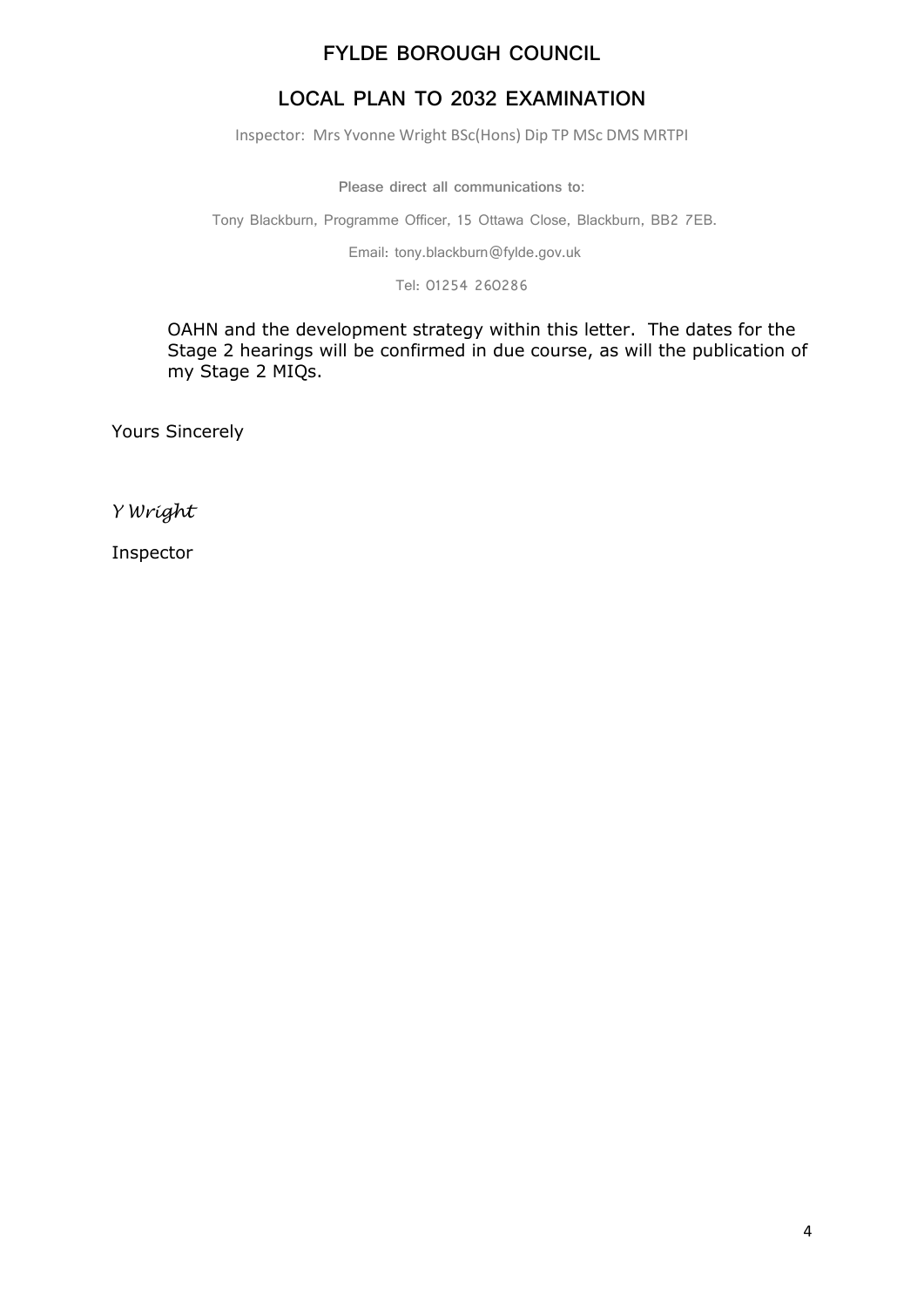OAHN and the development strategy within this letter. The dates for the Stage 2 hearings will be confirmed in due course, as will the publication of my Stage 2 MIQs.

Yours Sincerely

*Y Wright*

Inspector